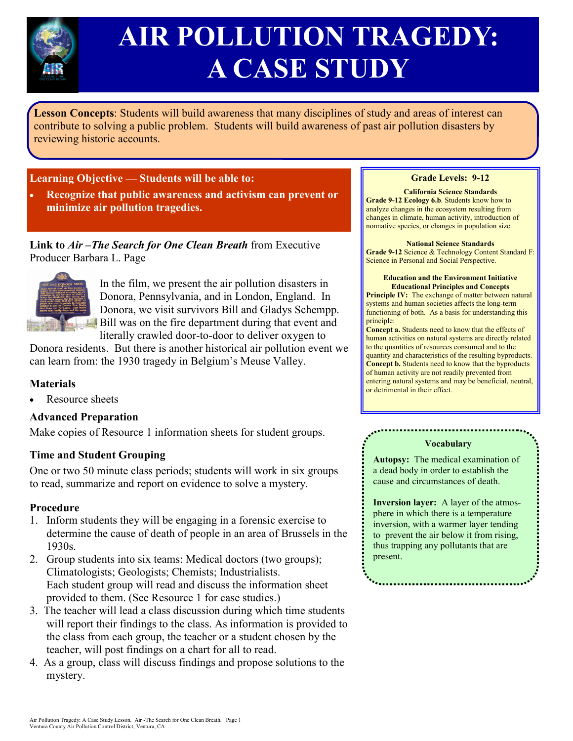# AIR POLLUTION TRAGEDY: A CASE STUDY

**Lesson Concepts**: Students will build awareness that many disciplines of study and areas of interest can contribute to solving a public problem. Students will build awareness of past air pollution disasters by reviewing historic accounts.

## Learning Objective — Students will be able to:

- **Recognize that public awareness and activism can prevent or minimize air pollution tragedies.**

**Link to *Air –The Search for One Clean Breath*** from Executive Producer Barbara L. Page

In the film, we present the air pollution disasters in Donora, Pennsylvania, and in London, England. In Donora, we visit survivors Bill and Gladys Schempp. Bill was on the fire department during that event and literally crawled door-to-door to deliver oxygen to Donora residents. But there is another historical air pollution event we can learn from: the 1930 tragedy in Belgium's Meuse Valley.

### Materials

- Resource sheets

### Advanced Preparation

Make copies of Resource 1 information sheets for student groups.

### Time and Student Grouping

One or two 50 minute class periods; students will work in six groups to read, summarize and report on evidence to solve a mystery.

### Procedure

1. Inform students they will be engaging in a forensic exercise to determine the cause of death of people in an area of Brussels in the 1930s.
2. Group students into six teams: Medical doctors (two groups); Climatologists; Geologists; Chemists; Industrialists. Each student group will read and discuss the information sheet provided to them. (See Resource 1 for case studies.)
3. The teacher will lead a class discussion during which time students will report their findings to the class. As information is provided to the class from each group, the teacher or a student chosen by the teacher, will post findings on a chart for all to read.
4. As a group, class will discuss findings and propose solutions to the mystery.

**Grade Levels: 9-12**

**California Science Standards**
**Grade 9-12 Ecology 6.b**. Students know how to analyze changes in the ecosystem resulting from changes in climate, human activity, introduction of nonnative species, or changes in population size.

**National Science Standards**
**Grade 9-12** Science & Technology Content Standard F: Science in Personal and Social Perspective.

**Education and the Environment Initiative Educational Principles and Concepts**
**Principle IV:** The exchange of matter between natural systems and human societies affects the long-term functioning of both. As a basis for understanding this principle:
**Concept a.** Students need to know that the effects of human activities on natural systems are directly related to the quantities of resources consumed and to the quantity and characteristics of the resulting byproducts.
**Concept b.** Students need to know that the byproducts of human activity are not readily prevented from entering natural systems and may be beneficial, neutral, or detrimental in their effect.

**Vocabulary**

**Autopsy:** The medical examination of a dead body in order to establish the cause and circumstances of death.

**Inversion layer:** A layer of the atmosphere in which there is a temperature inversion, with a warmer layer tending to prevent the air below it from rising, thus trapping any pollutants that are present.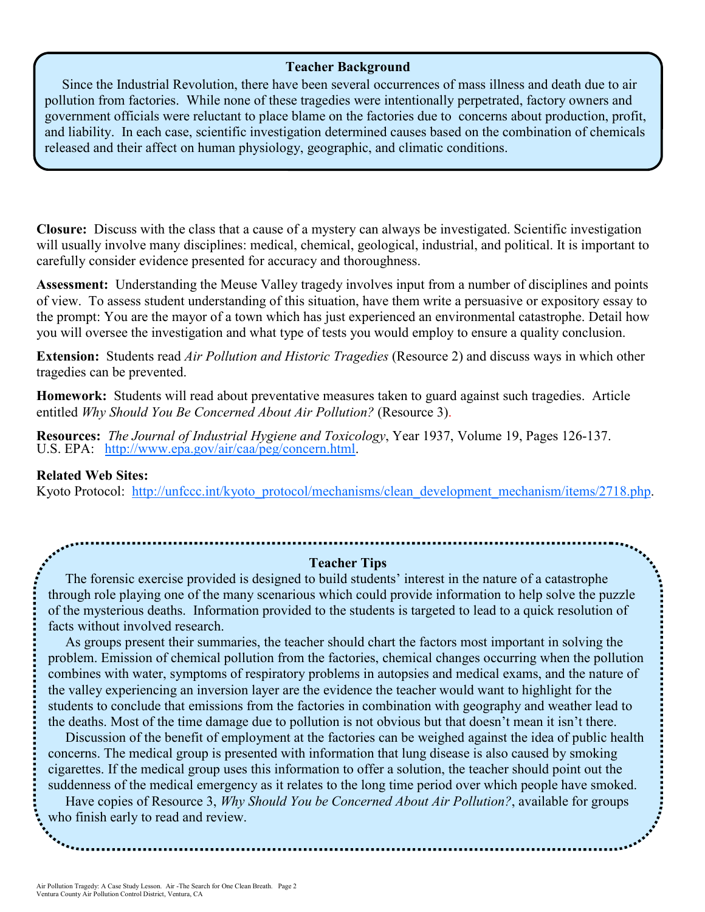### Teacher Background

Since the Industrial Revolution, there have been several occurrences of mass illness and death due to air pollution from factories. While none of these tragedies were intentionally perpetrated, factory owners and government officials were reluctant to place blame on the factories due to concerns about production, profit, and liability. In each case, scientific investigation determined causes based on the combination of chemicals released and their affect on human physiology, geographic, and climatic conditions.

**Closure:** Discuss with the class that a cause of a mystery can always be investigated. Scientific investigation will usually involve many disciplines: medical, chemical, geological, industrial, and political. It is important to carefully consider evidence presented for accuracy and thoroughness.

**Assessment:** Understanding the Meuse Valley tragedy involves input from a number of disciplines and points of view. To assess student understanding of this situation, have them write a persuasive or expository essay to the prompt: You are the mayor of a town which has just experienced an environmental catastrophe. Detail how you will oversee the investigation and what type of tests you would employ to ensure a quality conclusion.

**Extension:** Students read *Air Pollution and Historic Tragedies* (Resource 2) and discuss ways in which other tragedies can be prevented.

**Homework:** Students will read about preventative measures taken to guard against such tragedies. Article entitled *Why Should You Be Concerned About Air Pollution?* (Resource 3).

**Resources:** *The Journal of Industrial Hygiene and Toxicology*, Year 1937, Volume 19, Pages 126-137.
U.S. EPA: http://www.epa.gov/air/caa/peg/concern.html.

**Related Web Sites:**
Kyoto Protocol: http://unfccc.int/kyoto_protocol/mechanisms/clean_development_mechanism/items/2718.php.

### Teacher Tips

The forensic exercise provided is designed to build students' interest in the nature of a catastrophe through role playing one of the many scenarious which could provide information to help solve the puzzle of the mysterious deaths. Information provided to the students is targeted to lead to a quick resolution of facts without involved research.

As groups present their summaries, the teacher should chart the factors most important in solving the problem. Emission of chemical pollution from the factories, chemical changes occurring when the pollution combines with water, symptoms of respiratory problems in autopsies and medical exams, and the nature of the valley experiencing an inversion layer are the evidence the teacher would want to highlight for the students to conclude that emissions from the factories in combination with geography and weather lead to the deaths. Most of the time damage due to pollution is not obvious but that doesn't mean it isn't there.

Discussion of the benefit of employment at the factories can be weighed against the idea of public health concerns. The medical group is presented with information that lung disease is also caused by smoking cigarettes. If the medical group uses this information to offer a solution, the teacher should point out the suddenness of the medical emergency as it relates to the long time period over which people have smoked.

Have copies of Resource 3, *Why Should You be Concerned About Air Pollution?*, available for groups who finish early to read and review.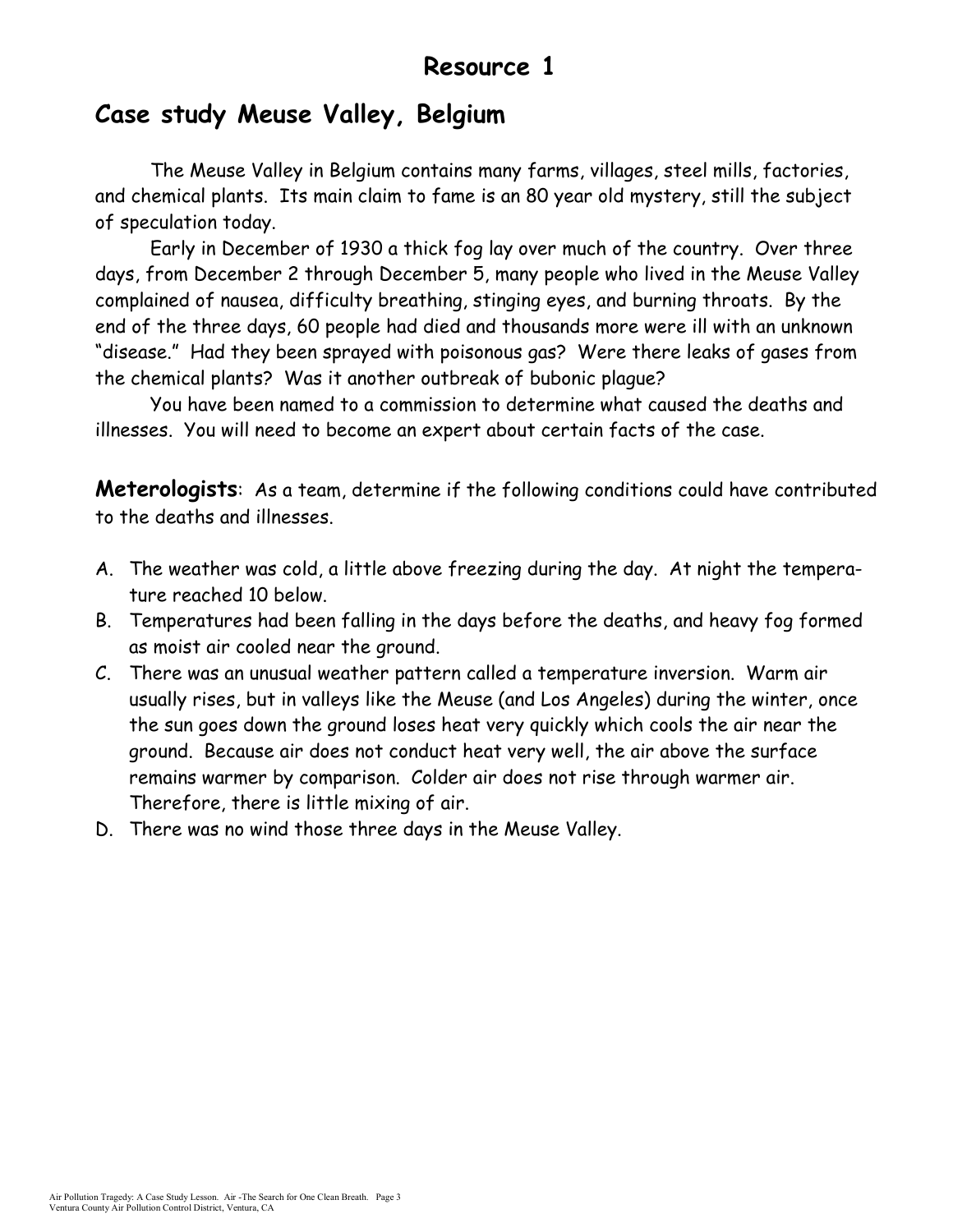## Resource 1

## Case study Meuse Valley, Belgium

The Meuse Valley in Belgium contains many farms, villages, steel mills, factories, and chemical plants. Its main claim to fame is an 80 year old mystery, still the subject of speculation today.

Early in December of 1930 a thick fog lay over much of the country. Over three days, from December 2 through December 5, many people who lived in the Meuse Valley complained of nausea, difficulty breathing, stinging eyes, and burning throats. By the end of the three days, 60 people had died and thousands more were ill with an unknown "disease." Had they been sprayed with poisonous gas? Were there leaks of gases from the chemical plants? Was it another outbreak of bubonic plague?

You have been named to a commission to determine what caused the deaths and illnesses. You will need to become an expert about certain facts of the case.

**Meterologists**: As a team, determine if the following conditions could have contributed to the deaths and illnesses.

A. The weather was cold, a little above freezing during the day. At night the temperature reached 10 below.
B. Temperatures had been falling in the days before the deaths, and heavy fog formed as moist air cooled near the ground.
C. There was an unusual weather pattern called a temperature inversion. Warm air usually rises, but in valleys like the Meuse (and Los Angeles) during the winter, once the sun goes down the ground loses heat very quickly which cools the air near the ground. Because air does not conduct heat very well, the air above the surface remains warmer by comparison. Colder air does not rise through warmer air. Therefore, there is little mixing of air.
D. There was no wind those three days in the Meuse Valley.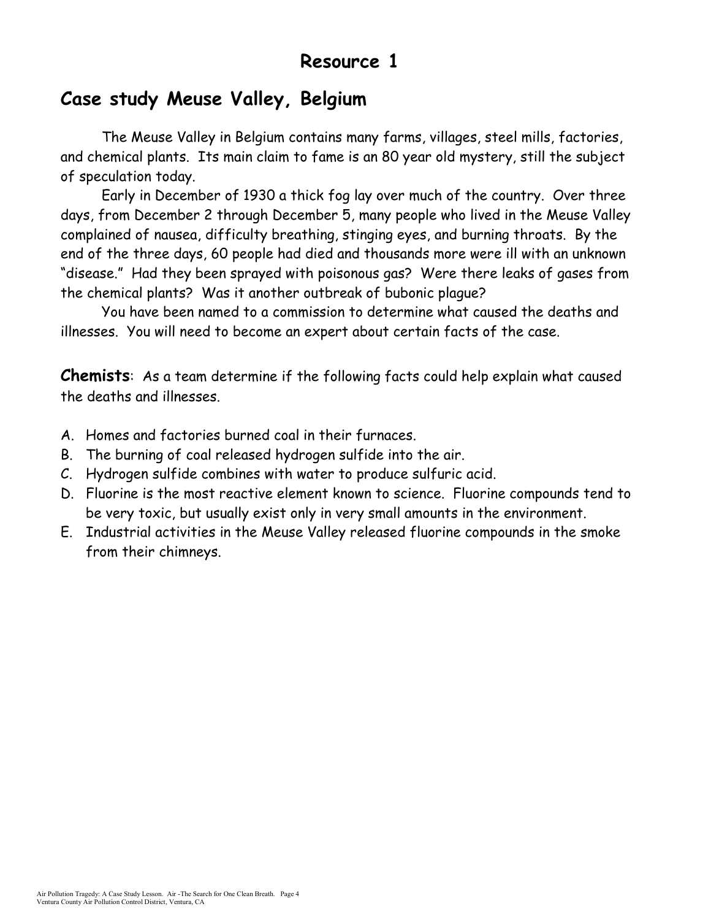## Resource 1

## Case study Meuse Valley, Belgium

The Meuse Valley in Belgium contains many farms, villages, steel mills, factories, and chemical plants. Its main claim to fame is an 80 year old mystery, still the subject of speculation today.

Early in December of 1930 a thick fog lay over much of the country. Over three days, from December 2 through December 5, many people who lived in the Meuse Valley complained of nausea, difficulty breathing, stinging eyes, and burning throats. By the end of the three days, 60 people had died and thousands more were ill with an unknown "disease." Had they been sprayed with poisonous gas? Were there leaks of gases from the chemical plants? Was it another outbreak of bubonic plague?

You have been named to a commission to determine what caused the deaths and illnesses. You will need to become an expert about certain facts of the case.

**Chemists**: As a team determine if the following facts could help explain what caused the deaths and illnesses.

A. Homes and factories burned coal in their furnaces.
B. The burning of coal released hydrogen sulfide into the air.
C. Hydrogen sulfide combines with water to produce sulfuric acid.
D. Fluorine is the most reactive element known to science. Fluorine compounds tend to be very toxic, but usually exist only in very small amounts in the environment.
E. Industrial activities in the Meuse Valley released fluorine compounds in the smoke from their chimneys.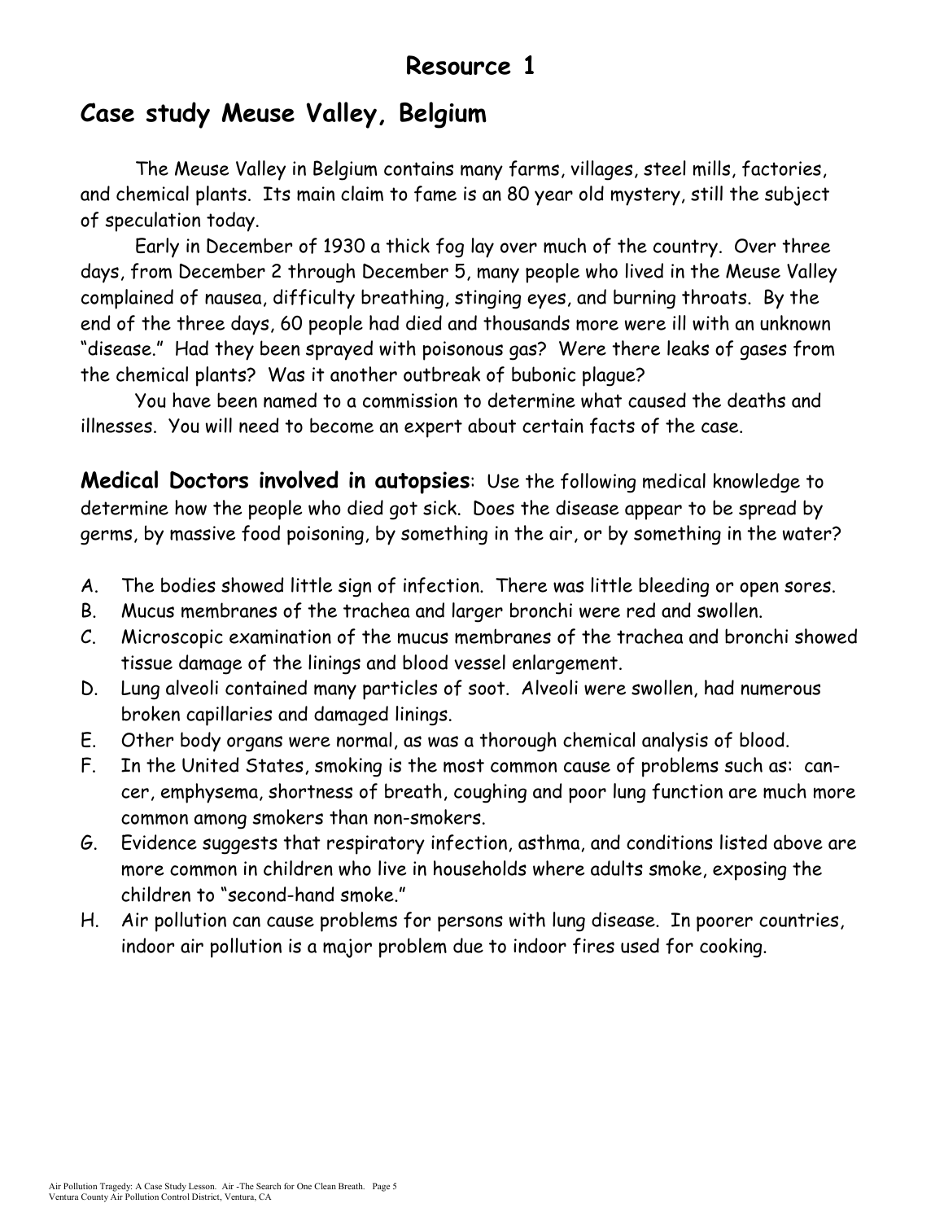## Resource 1

## Case study Meuse Valley, Belgium

The Meuse Valley in Belgium contains many farms, villages, steel mills, factories, and chemical plants. Its main claim to fame is an 80 year old mystery, still the subject of speculation today.

Early in December of 1930 a thick fog lay over much of the country. Over three days, from December 2 through December 5, many people who lived in the Meuse Valley complained of nausea, difficulty breathing, stinging eyes, and burning throats. By the end of the three days, 60 people had died and thousands more were ill with an unknown "disease." Had they been sprayed with poisonous gas? Were there leaks of gases from the chemical plants? Was it another outbreak of bubonic plague?

You have been named to a commission to determine what caused the deaths and illnesses. You will need to become an expert about certain facts of the case.

**Medical Doctors involved in autopsies**: Use the following medical knowledge to determine how the people who died got sick. Does the disease appear to be spread by germs, by massive food poisoning, by something in the air, or by something in the water?

A. The bodies showed little sign of infection. There was little bleeding or open sores.
B. Mucus membranes of the trachea and larger bronchi were red and swollen.
C. Microscopic examination of the mucus membranes of the trachea and bronchi showed tissue damage of the linings and blood vessel enlargement.
D. Lung alveoli contained many particles of soot. Alveoli were swollen, had numerous broken capillaries and damaged linings.
E. Other body organs were normal, as was a thorough chemical analysis of blood.
F. In the United States, smoking is the most common cause of problems such as: cancer, emphysema, shortness of breath, coughing and poor lung function are much more common among smokers than non-smokers.
G. Evidence suggests that respiratory infection, asthma, and conditions listed above are more common in children who live in households where adults smoke, exposing the children to "second-hand smoke."
H. Air pollution can cause problems for persons with lung disease. In poorer countries, indoor air pollution is a major problem due to indoor fires used for cooking.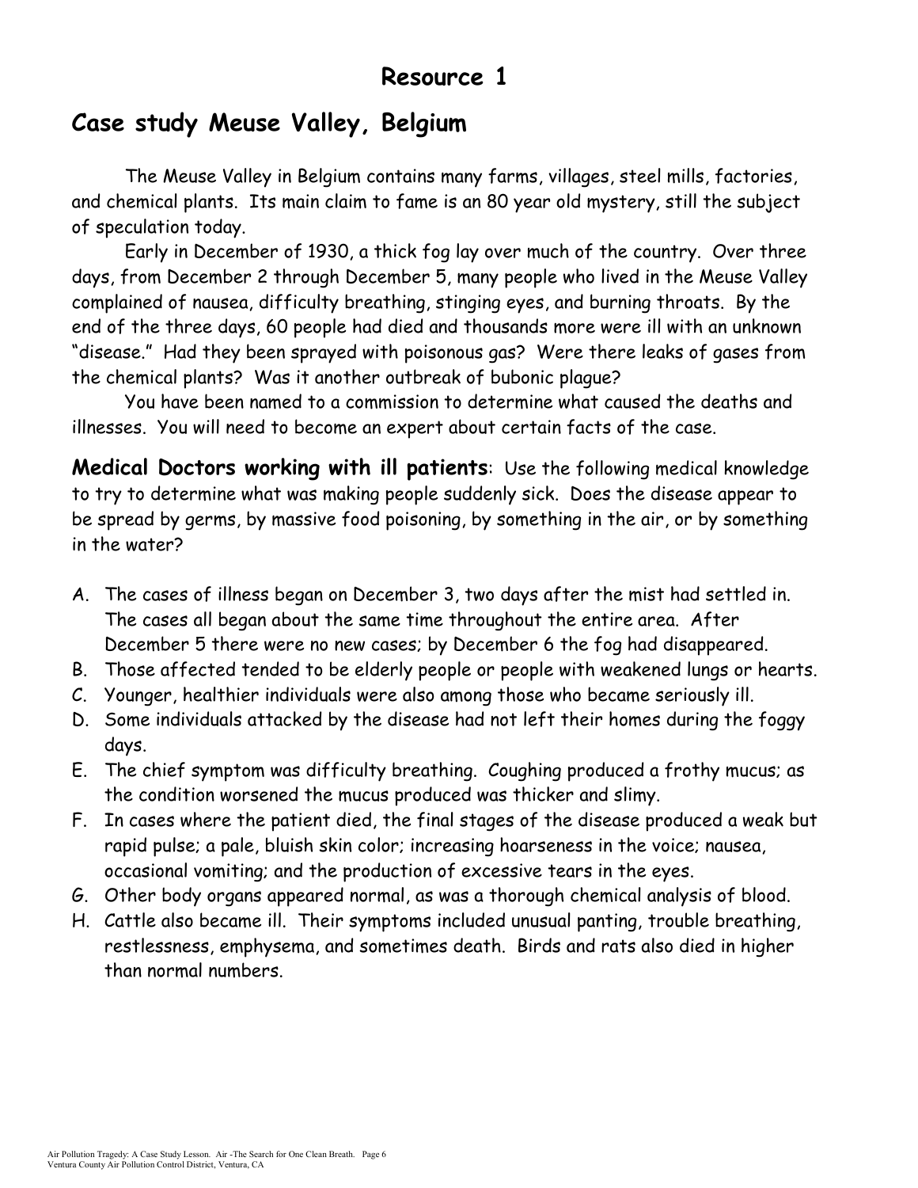# Resource 1

## Case study Meuse Valley, Belgium

The Meuse Valley in Belgium contains many farms, villages, steel mills, factories, and chemical plants. Its main claim to fame is an 80 year old mystery, still the subject of speculation today.

Early in December of 1930, a thick fog lay over much of the country. Over three days, from December 2 through December 5, many people who lived in the Meuse Valley complained of nausea, difficulty breathing, stinging eyes, and burning throats. By the end of the three days, 60 people had died and thousands more were ill with an unknown "disease." Had they been sprayed with poisonous gas? Were there leaks of gases from the chemical plants? Was it another outbreak of bubonic plague?

You have been named to a commission to determine what caused the deaths and illnesses. You will need to become an expert about certain facts of the case.

**Medical Doctors working with ill patients**: Use the following medical knowledge to try to determine what was making people suddenly sick. Does the disease appear to be spread by germs, by massive food poisoning, by something in the air, or by something in the water?

A. The cases of illness began on December 3, two days after the mist had settled in. The cases all began about the same time throughout the entire area. After December 5 there were no new cases; by December 6 the fog had disappeared.
B. Those affected tended to be elderly people or people with weakened lungs or hearts.
C. Younger, healthier individuals were also among those who became seriously ill.
D. Some individuals attacked by the disease had not left their homes during the foggy days.
E. The chief symptom was difficulty breathing. Coughing produced a frothy mucus; as the condition worsened the mucus produced was thicker and slimy.
F. In cases where the patient died, the final stages of the disease produced a weak but rapid pulse; a pale, bluish skin color; increasing hoarseness in the voice; nausea, occasional vomiting; and the production of excessive tears in the eyes.
G. Other body organs appeared normal, as was a thorough chemical analysis of blood.
H. Cattle also became ill. Their symptoms included unusual panting, trouble breathing, restlessness, emphysema, and sometimes death. Birds and rats also died in higher than normal numbers.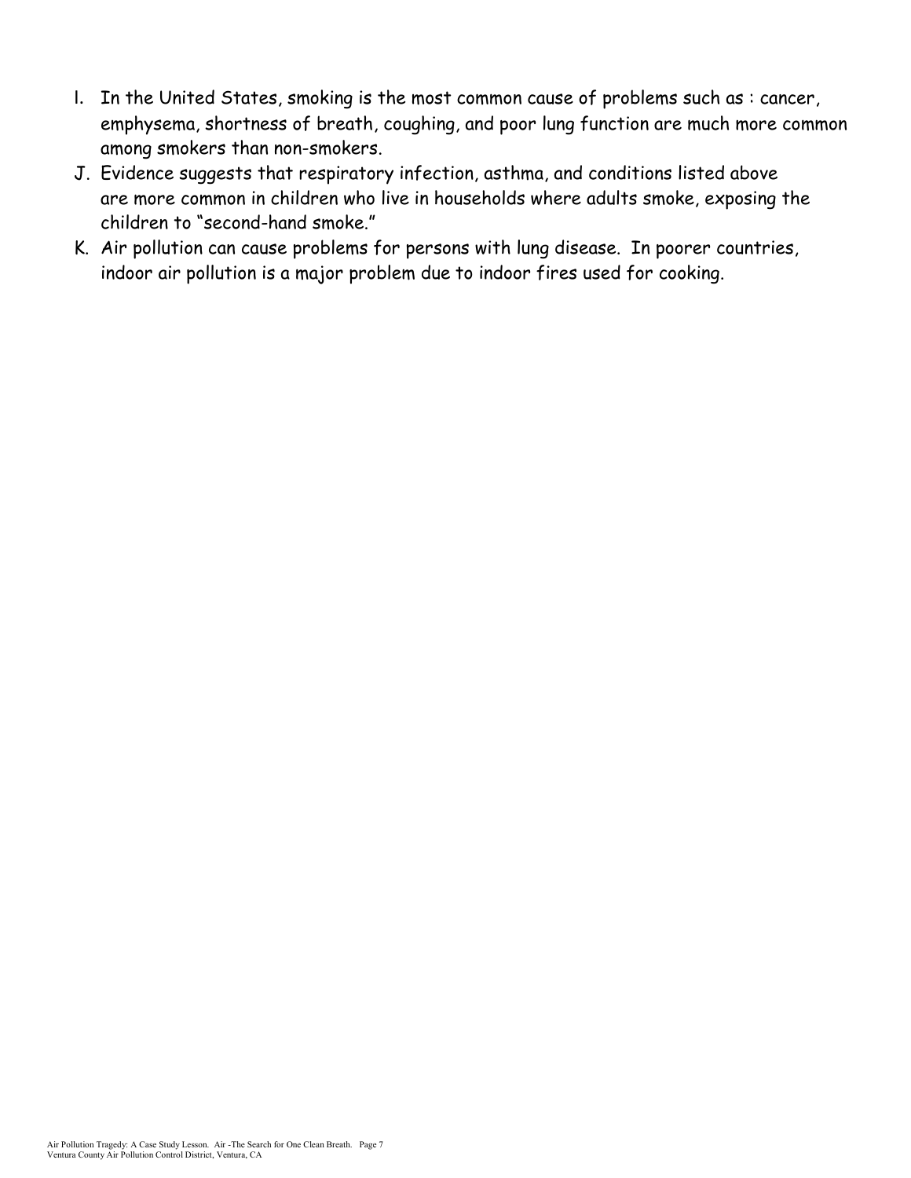I. In the United States, smoking is the most common cause of problems such as : cancer, emphysema, shortness of breath, coughing, and poor lung function are much more common among smokers than non-smokers.

J. Evidence suggests that respiratory infection, asthma, and conditions listed above are more common in children who live in households where adults smoke, exposing the children to "second-hand smoke."

K. Air pollution can cause problems for persons with lung disease. In poorer countries, indoor air pollution is a major problem due to indoor fires used for cooking.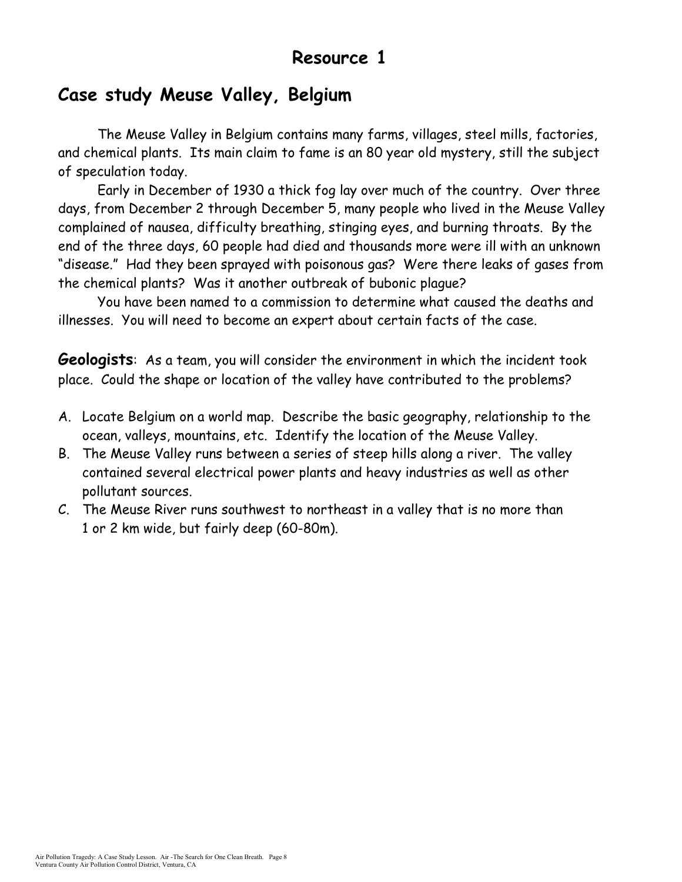## Resource 1

## Case study Meuse Valley, Belgium

The Meuse Valley in Belgium contains many farms, villages, steel mills, factories, and chemical plants. Its main claim to fame is an 80 year old mystery, still the subject of speculation today.

Early in December of 1930 a thick fog lay over much of the country. Over three days, from December 2 through December 5, many people who lived in the Meuse Valley complained of nausea, difficulty breathing, stinging eyes, and burning throats. By the end of the three days, 60 people had died and thousands more were ill with an unknown "disease." Had they been sprayed with poisonous gas? Were there leaks of gases from the chemical plants? Was it another outbreak of bubonic plague?

You have been named to a commission to determine what caused the deaths and illnesses. You will need to become an expert about certain facts of the case.

**Geologists**: As a team, you will consider the environment in which the incident took place. Could the shape or location of the valley have contributed to the problems?

A. Locate Belgium on a world map. Describe the basic geography, relationship to the ocean, valleys, mountains, etc. Identify the location of the Meuse Valley.
B. The Meuse Valley runs between a series of steep hills along a river. The valley contained several electrical power plants and heavy industries as well as other pollutant sources.
C. The Meuse River runs southwest to northeast in a valley that is no more than 1 or 2 km wide, but fairly deep (60-80m).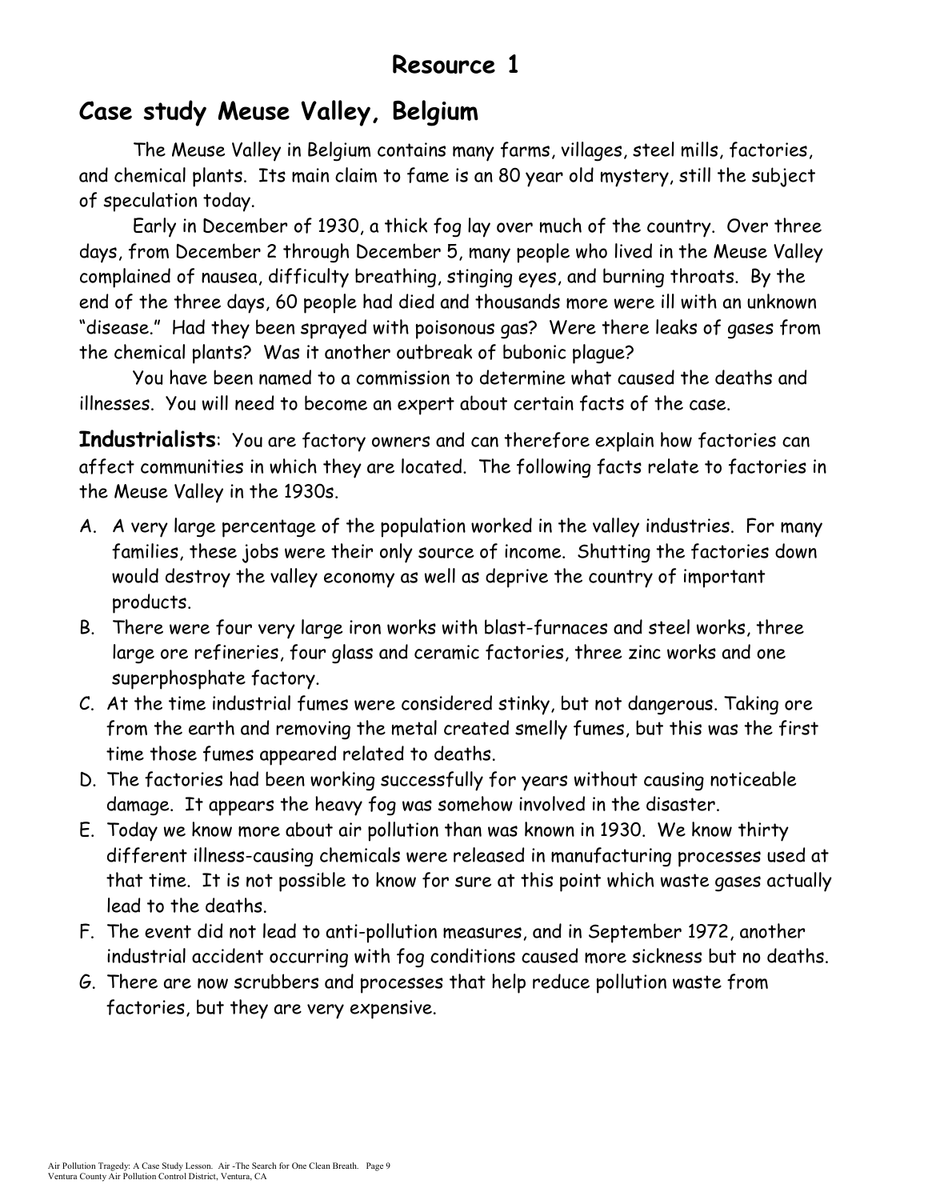## Resource 1

## Case study Meuse Valley, Belgium

The Meuse Valley in Belgium contains many farms, villages, steel mills, factories, and chemical plants. Its main claim to fame is an 80 year old mystery, still the subject of speculation today.

Early in December of 1930, a thick fog lay over much of the country. Over three days, from December 2 through December 5, many people who lived in the Meuse Valley complained of nausea, difficulty breathing, stinging eyes, and burning throats. By the end of the three days, 60 people had died and thousands more were ill with an unknown "disease." Had they been sprayed with poisonous gas? Were there leaks of gases from the chemical plants? Was it another outbreak of bubonic plague?

You have been named to a commission to determine what caused the deaths and illnesses. You will need to become an expert about certain facts of the case.

**Industrialists**: You are factory owners and can therefore explain how factories can affect communities in which they are located. The following facts relate to factories in the Meuse Valley in the 1930s.

A. A very large percentage of the population worked in the valley industries. For many families, these jobs were their only source of income. Shutting the factories down would destroy the valley economy as well as deprive the country of important products.
B. There were four very large iron works with blast-furnaces and steel works, three large ore refineries, four glass and ceramic factories, three zinc works and one superphosphate factory.
C. At the time industrial fumes were considered stinky, but not dangerous. Taking ore from the earth and removing the metal created smelly fumes, but this was the first time those fumes appeared related to deaths.
D. The factories had been working successfully for years without causing noticeable damage. It appears the heavy fog was somehow involved in the disaster.
E. Today we know more about air pollution than was known in 1930. We know thirty different illness-causing chemicals were released in manufacturing processes used at that time. It is not possible to know for sure at this point which waste gases actually lead to the deaths.
F. The event did not lead to anti-pollution measures, and in September 1972, another industrial accident occurring with fog conditions caused more sickness but no deaths.
G. There are now scrubbers and processes that help reduce pollution waste from factories, but they are very expensive.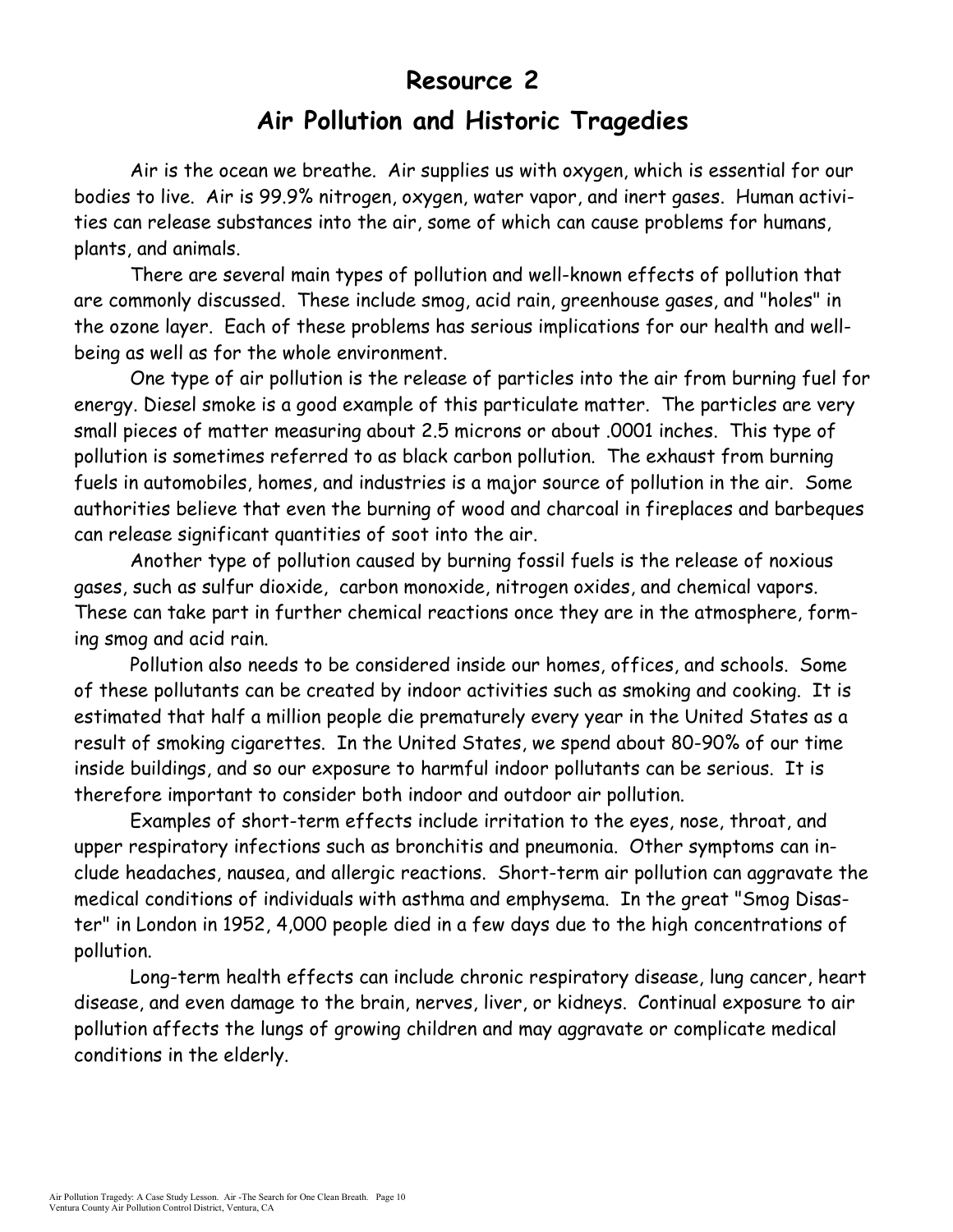# Resource 2

## Air Pollution and Historic Tragedies

Air is the ocean we breathe. Air supplies us with oxygen, which is essential for our bodies to live. Air is 99.9% nitrogen, oxygen, water vapor, and inert gases. Human activities can release substances into the air, some of which can cause problems for humans, plants, and animals.

There are several main types of pollution and well-known effects of pollution that are commonly discussed. These include smog, acid rain, greenhouse gases, and "holes" in the ozone layer. Each of these problems has serious implications for our health and well-being as well as for the whole environment.

One type of air pollution is the release of particles into the air from burning fuel for energy. Diesel smoke is a good example of this particulate matter. The particles are very small pieces of matter measuring about 2.5 microns or about .0001 inches. This type of pollution is sometimes referred to as black carbon pollution. The exhaust from burning fuels in automobiles, homes, and industries is a major source of pollution in the air. Some authorities believe that even the burning of wood and charcoal in fireplaces and barbeques can release significant quantities of soot into the air.

Another type of pollution caused by burning fossil fuels is the release of noxious gases, such as sulfur dioxide, carbon monoxide, nitrogen oxides, and chemical vapors. These can take part in further chemical reactions once they are in the atmosphere, forming smog and acid rain.

Pollution also needs to be considered inside our homes, offices, and schools. Some of these pollutants can be created by indoor activities such as smoking and cooking. It is estimated that half a million people die prematurely every year in the United States as a result of smoking cigarettes. In the United States, we spend about 80-90% of our time inside buildings, and so our exposure to harmful indoor pollutants can be serious. It is therefore important to consider both indoor and outdoor air pollution.

Examples of short-term effects include irritation to the eyes, nose, throat, and upper respiratory infections such as bronchitis and pneumonia. Other symptoms can include headaches, nausea, and allergic reactions. Short-term air pollution can aggravate the medical conditions of individuals with asthma and emphysema. In the great "Smog Disaster" in London in 1952, 4,000 people died in a few days due to the high concentrations of pollution.

Long-term health effects can include chronic respiratory disease, lung cancer, heart disease, and even damage to the brain, nerves, liver, or kidneys. Continual exposure to air pollution affects the lungs of growing children and may aggravate or complicate medical conditions in the elderly.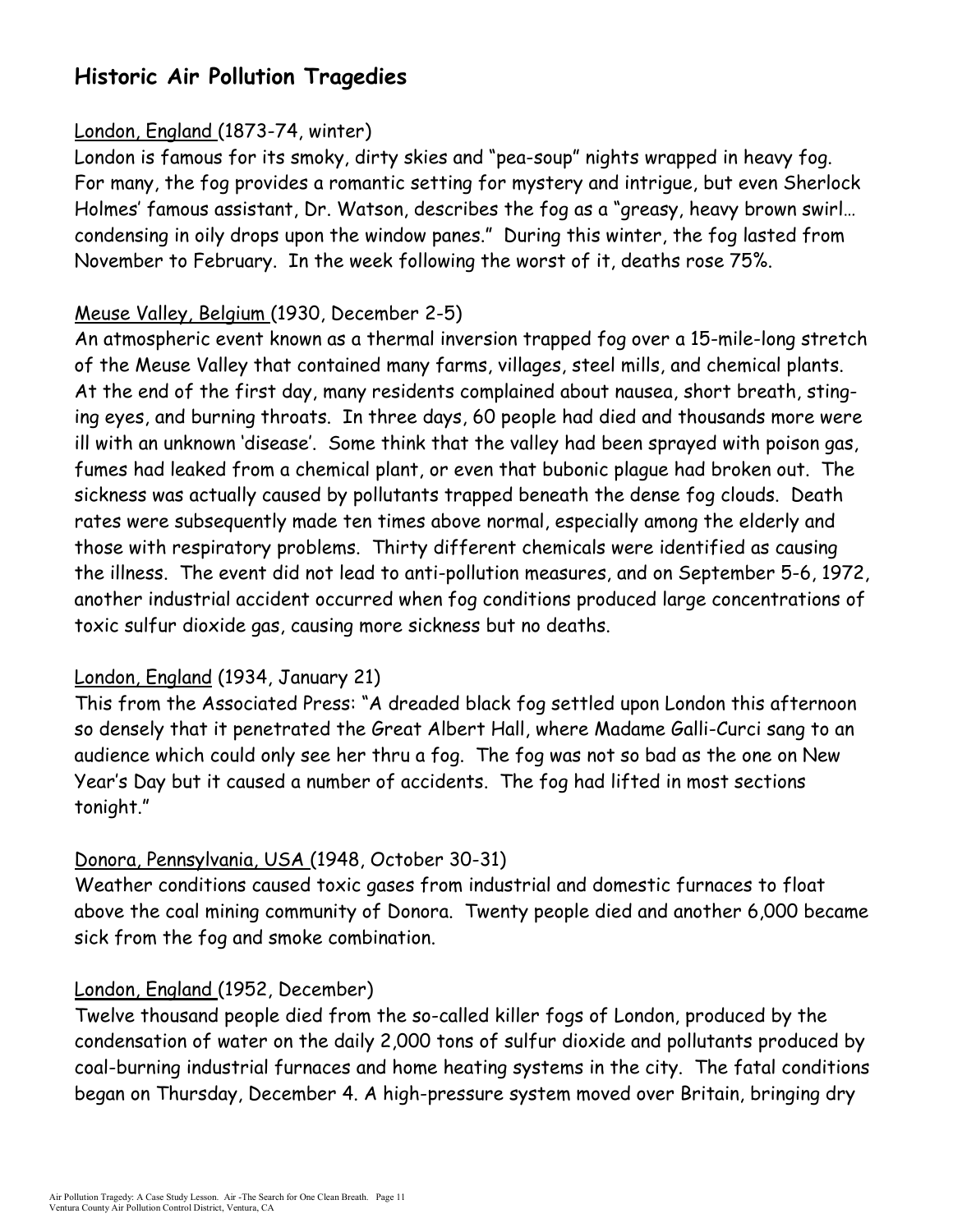## Historic Air Pollution Tragedies

London, England (1873-74, winter)

London is famous for its smoky, dirty skies and "pea-soup" nights wrapped in heavy fog. For many, the fog provides a romantic setting for mystery and intrigue, but even Sherlock Holmes' famous assistant, Dr. Watson, describes the fog as a "greasy, heavy brown swirl… condensing in oily drops upon the window panes." During this winter, the fog lasted from November to February. In the week following the worst of it, deaths rose 75%.

Meuse Valley, Belgium (1930, December 2-5)

An atmospheric event known as a thermal inversion trapped fog over a 15-mile-long stretch of the Meuse Valley that contained many farms, villages, steel mills, and chemical plants. At the end of the first day, many residents complained about nausea, short breath, stinging eyes, and burning throats. In three days, 60 people had died and thousands more were ill with an unknown 'disease'. Some think that the valley had been sprayed with poison gas, fumes had leaked from a chemical plant, or even that bubonic plague had broken out. The sickness was actually caused by pollutants trapped beneath the dense fog clouds. Death rates were subsequently made ten times above normal, especially among the elderly and those with respiratory problems. Thirty different chemicals were identified as causing the illness. The event did not lead to anti-pollution measures, and on September 5-6, 1972, another industrial accident occurred when fog conditions produced large concentrations of toxic sulfur dioxide gas, causing more sickness but no deaths.

London, England (1934, January 21)

This from the Associated Press: "A dreaded black fog settled upon London this afternoon so densely that it penetrated the Great Albert Hall, where Madame Galli-Curci sang to an audience which could only see her thru a fog. The fog was not so bad as the one on New Year's Day but it caused a number of accidents. The fog had lifted in most sections tonight."

Donora, Pennsylvania, USA (1948, October 30-31)

Weather conditions caused toxic gases from industrial and domestic furnaces to float above the coal mining community of Donora. Twenty people died and another 6,000 became sick from the fog and smoke combination.

London, England (1952, December)

Twelve thousand people died from the so-called killer fogs of London, produced by the condensation of water on the daily 2,000 tons of sulfur dioxide and pollutants produced by coal-burning industrial furnaces and home heating systems in the city. The fatal conditions began on Thursday, December 4. A high-pressure system moved over Britain, bringing dry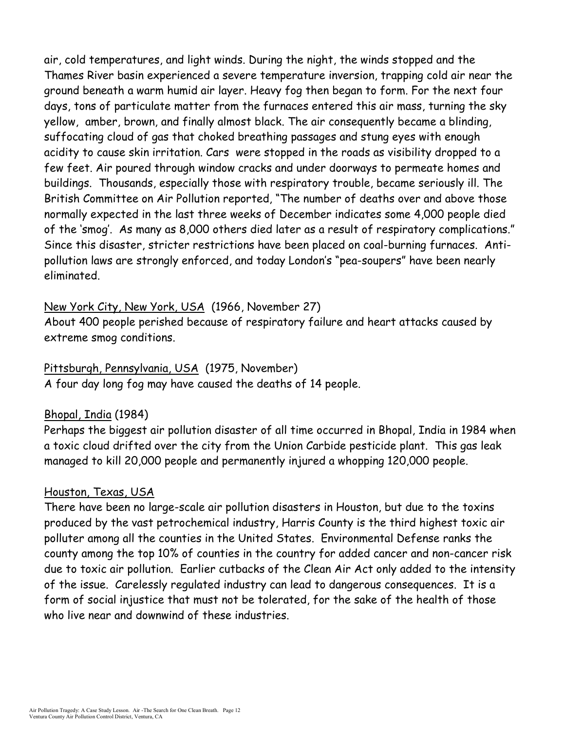air, cold temperatures, and light winds. During the night, the winds stopped and the Thames River basin experienced a severe temperature inversion, trapping cold air near the ground beneath a warm humid air layer. Heavy fog then began to form. For the next four days, tons of particulate matter from the furnaces entered this air mass, turning the sky yellow, amber, brown, and finally almost black. The air consequently became a blinding, suffocating cloud of gas that choked breathing passages and stung eyes with enough acidity to cause skin irritation. Cars were stopped in the roads as visibility dropped to a few feet. Air poured through window cracks and under doorways to permeate homes and buildings. Thousands, especially those with respiratory trouble, became seriously ill. The British Committee on Air Pollution reported, "The number of deaths over and above those normally expected in the last three weeks of December indicates some 4,000 people died of the 'smog'. As many as 8,000 others died later as a result of respiratory complications." Since this disaster, stricter restrictions have been placed on coal-burning furnaces. Anti-pollution laws are strongly enforced, and today London's "pea-soupers" have been nearly eliminated.

<u>New York City, New York, USA</u> (1966, November 27)
About 400 people perished because of respiratory failure and heart attacks caused by extreme smog conditions.

<u>Pittsburgh, Pennsylvania, USA</u> (1975, November)
A four day long fog may have caused the deaths of 14 people.

<u>Bhopal, India</u> (1984)
Perhaps the biggest air pollution disaster of all time occurred in Bhopal, India in 1984 when a toxic cloud drifted over the city from the Union Carbide pesticide plant. This gas leak managed to kill 20,000 people and permanently injured a whopping 120,000 people.

<u>Houston, Texas, USA</u>
There have been no large-scale air pollution disasters in Houston, but due to the toxins produced by the vast petrochemical industry, Harris County is the third highest toxic air polluter among all the counties in the United States. Environmental Defense ranks the county among the top 10% of counties in the country for added cancer and non-cancer risk due to toxic air pollution. Earlier cutbacks of the Clean Air Act only added to the intensity of the issue. Carelessly regulated industry can lead to dangerous consequences. It is a form of social injustice that must not be tolerated, for the sake of the health of those who live near and downwind of these industries.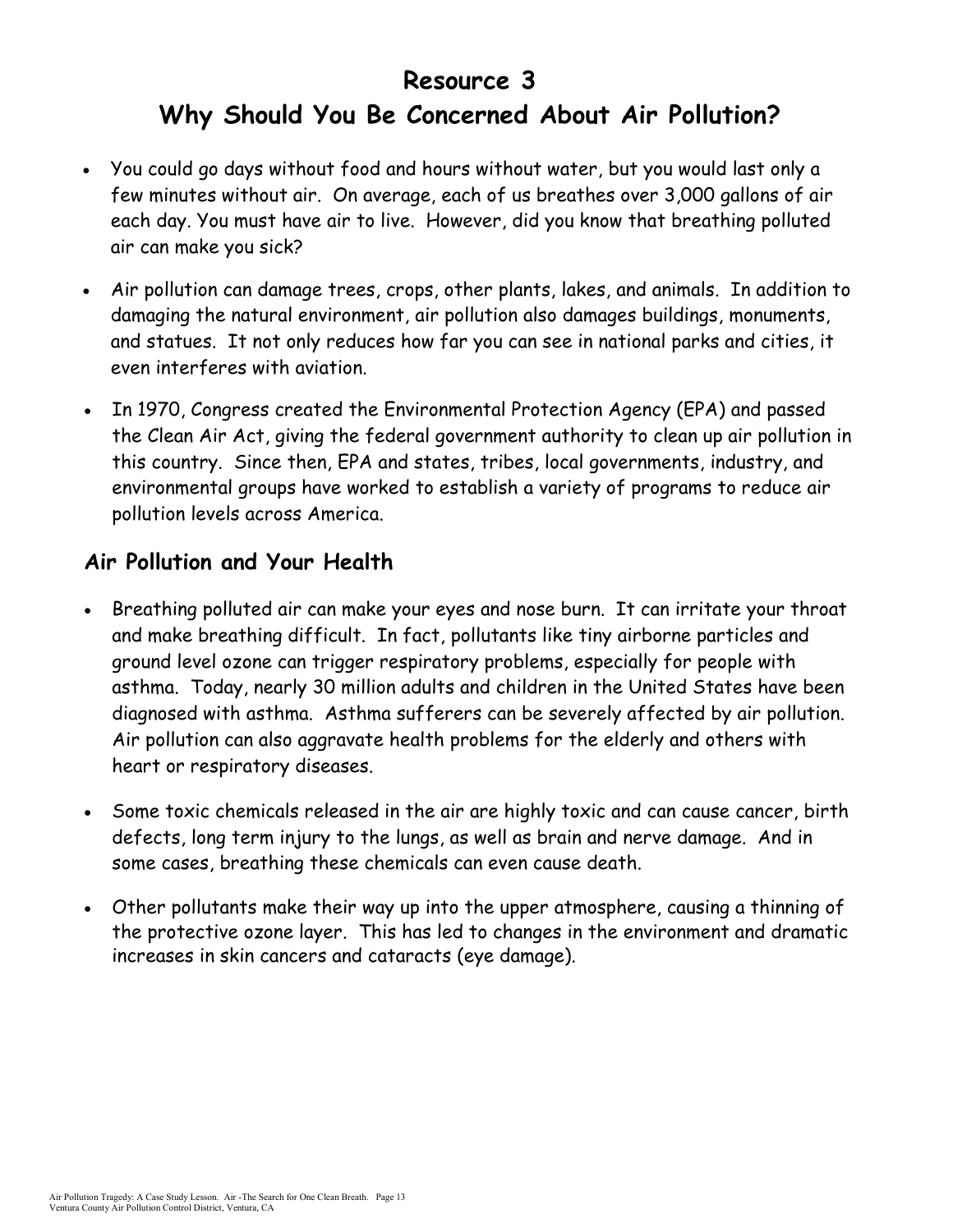# Resource 3
# Why Should You Be Concerned About Air Pollution?

- You could go days without food and hours without water, but you would last only a few minutes without air. On average, each of us breathes over 3,000 gallons of air each day. You must have air to live. However, did you know that breathing polluted air can make you sick?
- Air pollution can damage trees, crops, other plants, lakes, and animals. In addition to damaging the natural environment, air pollution also damages buildings, monuments, and statues. It not only reduces how far you can see in national parks and cities, it even interferes with aviation.
- In 1970, Congress created the Environmental Protection Agency (EPA) and passed the Clean Air Act, giving the federal government authority to clean up air pollution in this country. Since then, EPA and states, tribes, local governments, industry, and environmental groups have worked to establish a variety of programs to reduce air pollution levels across America.

## Air Pollution and Your Health

- Breathing polluted air can make your eyes and nose burn. It can irritate your throat and make breathing difficult. In fact, pollutants like tiny airborne particles and ground level ozone can trigger respiratory problems, especially for people with asthma. Today, nearly 30 million adults and children in the United States have been diagnosed with asthma. Asthma sufferers can be severely affected by air pollution. Air pollution can also aggravate health problems for the elderly and others with heart or respiratory diseases.
- Some toxic chemicals released in the air are highly toxic and can cause cancer, birth defects, long term injury to the lungs, as well as brain and nerve damage. And in some cases, breathing these chemicals can even cause death.
- Other pollutants make their way up into the upper atmosphere, causing a thinning of the protective ozone layer. This has led to changes in the environment and dramatic increases in skin cancers and cataracts (eye damage).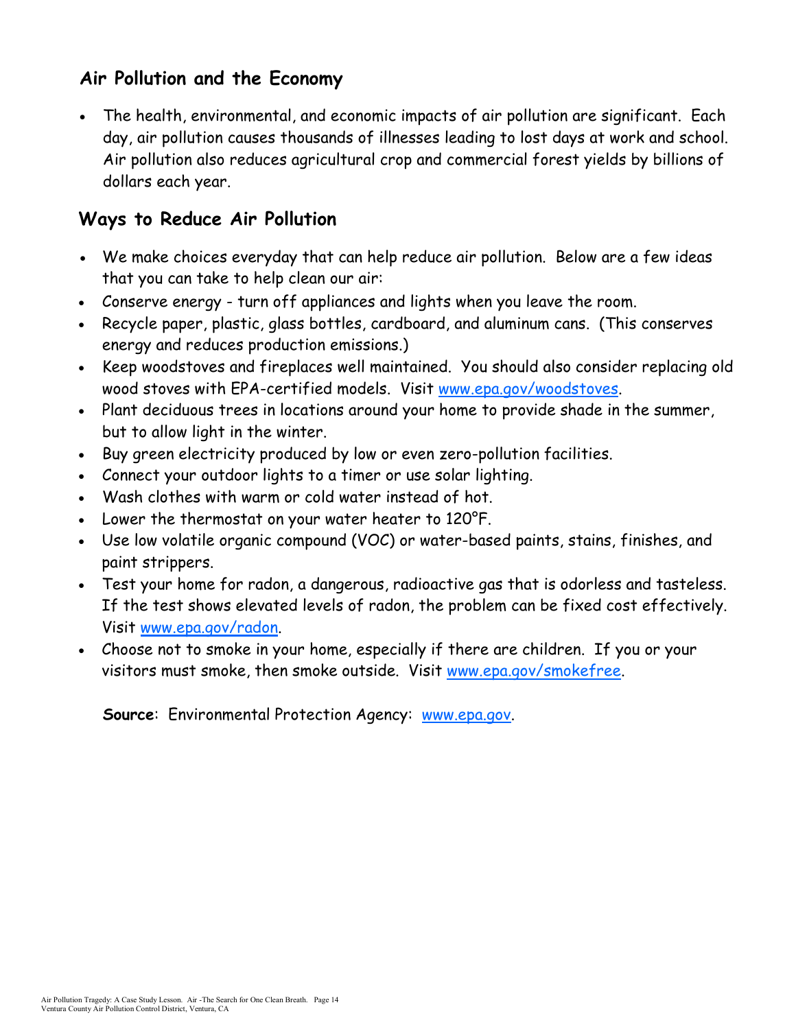## Air Pollution and the Economy

- The health, environmental, and economic impacts of air pollution are significant. Each day, air pollution causes thousands of illnesses leading to lost days at work and school. Air pollution also reduces agricultural crop and commercial forest yields by billions of dollars each year.

## Ways to Reduce Air Pollution

- We make choices everyday that can help reduce air pollution. Below are a few ideas that you can take to help clean our air:
- Conserve energy - turn off appliances and lights when you leave the room.
- Recycle paper, plastic, glass bottles, cardboard, and aluminum cans. (This conserves energy and reduces production emissions.)
- Keep woodstoves and fireplaces well maintained. You should also consider replacing old wood stoves with EPA-certified models. Visit www.epa.gov/woodstoves.
- Plant deciduous trees in locations around your home to provide shade in the summer, but to allow light in the winter.
- Buy green electricity produced by low or even zero-pollution facilities.
- Connect your outdoor lights to a timer or use solar lighting.
- Wash clothes with warm or cold water instead of hot.
- Lower the thermostat on your water heater to 120°F.
- Use low volatile organic compound (VOC) or water-based paints, stains, finishes, and paint strippers.
- Test your home for radon, a dangerous, radioactive gas that is odorless and tasteless. If the test shows elevated levels of radon, the problem can be fixed cost effectively. Visit www.epa.gov/radon.
- Choose not to smoke in your home, especially if there are children. If you or your visitors must smoke, then smoke outside. Visit www.epa.gov/smokefree.

**Source**: Environmental Protection Agency: www.epa.gov.